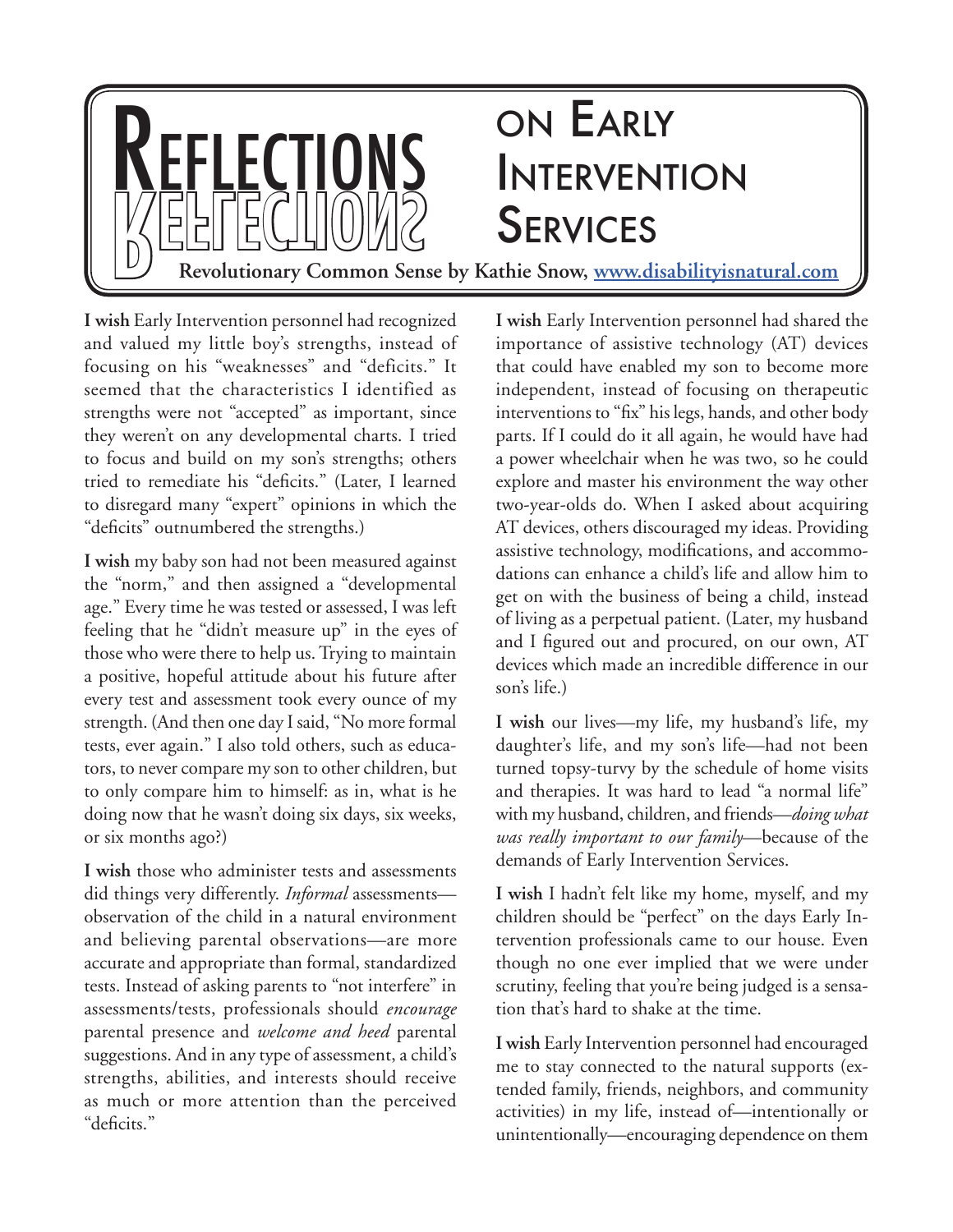# Reflections on Early Intervention Services

**Revolutionary Common Sense by Kathie Snow, [www.disabilityisnatural.com](http://www.disabilityisnatural.com)**

**I wish** Early Intervention personnel had recognized and valued my little boy's strengths, instead of focusing on his "weaknesses" and "deficits." It seemed that the characteristics I identified as strengths were not "accepted" as important, since they weren't on any developmental charts. I tried to focus and build on my son's strengths; others tried to remediate his "deficits." (Later, I learned to disregard many "expert" opinions in which the "deficits" outnumbered the strengths.)

**I wish** my baby son had not been measured against the "norm," and then assigned a "developmental age." Every time he was tested or assessed, I was left feeling that he "didn't measure up" in the eyes of those who were there to help us. Trying to maintain a positive, hopeful attitude about his future after every test and assessment took every ounce of my strength. (And then one day I said, "No more formal tests, ever again." I also told others, such as educators, to never compare my son to other children, but to only compare him to himself: as in, what is he doing now that he wasn't doing six days, six weeks, or six months ago?)

**I wish** those who administer tests and assessments did things very differently. *Informal* assessments—observation of the child in a natural environment and believing parental observations—are more accurate and appropriate than formal, standardized tests. Instead of asking parents to "not interfere" in assessments/tests, professionals should *encourage* parental presence and *welcome and heed* parental suggestions. And in any type of assessment, a child's strengths, abilities, and interests should receive as much or more attention than the perceived "deficits."

**I wish** Early Intervention personnel had shared the importance of assistive technology (AT) devices that could have enabled my son to become more independent, instead of focusing on therapeutic interventions to "fix" his legs, hands, and other body parts. If I could do it all again, he would have had a power wheelchair when he was two, so he could explore and master his environment the way other two-year-olds do. When I asked about acquiring AT devices, others discouraged my ideas. Providing assistive technology, modifications, and accommodations can enhance a child's life and allow him to get on with the business of being a child, instead of living as a perpetual patient. (Later, my husband and I figured out and procured, on our own, AT devices which made an incredible difference in our son's life.)

**I wish** our lives—my life, my husband's life, my daughter's life, and my son's life—had not been turned topsy-turvy by the schedule of home visits and therapies. It was hard to lead "a normal life" with my husband, children, and friends—*doing what was really important to our family*—because of the demands of Early Intervention Services.

**I wish** I hadn't felt like my home, myself, and my children should be "perfect" on the days Early Intervention professionals came to our house. Even though no one ever implied that we were under scrutiny, feeling that you're being judged is a sensation that's hard to shake at the time.

**I wish** Early Intervention personnel had encouraged me to stay connected to the natural supports (extended family, friends, neighbors, and community activities) in my life, instead of—intentionally or unintentionally—encouraging dependence on them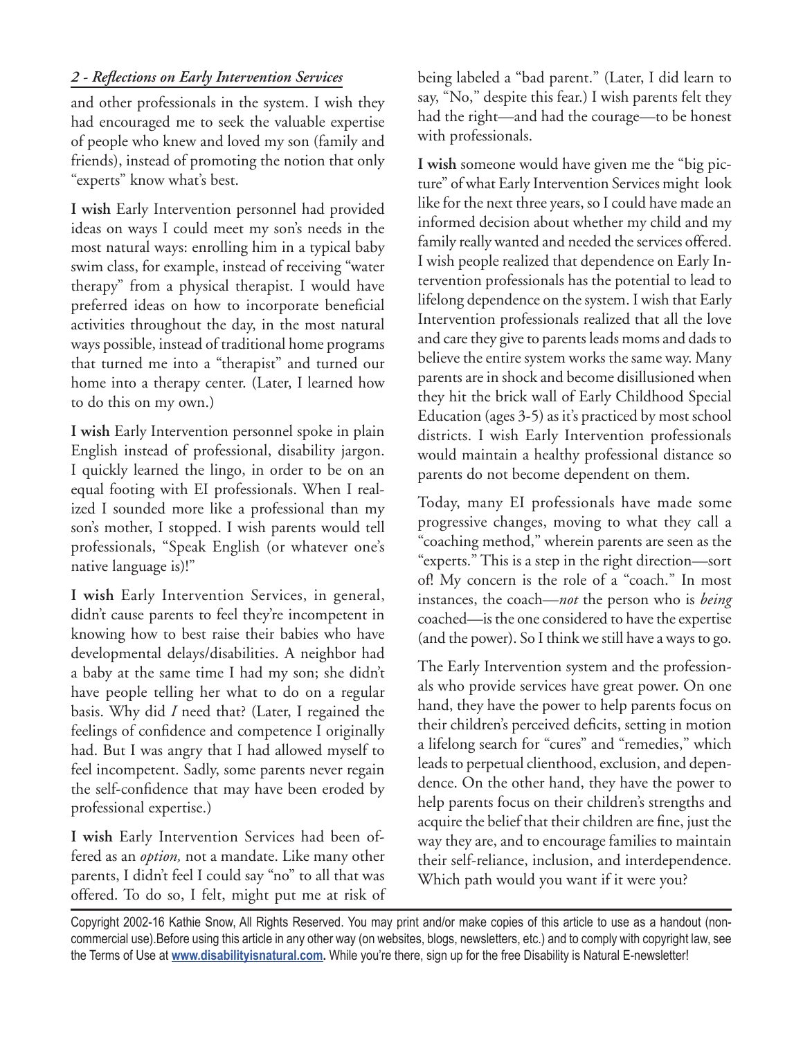and other professionals in the system. I wish they had encouraged me to seek the valuable expertise of people who knew and loved my son (family and friends), instead of promoting the notion that only "experts" know what's best.

**I wish** Early Intervention personnel had provided ideas on ways I could meet my son's needs in the most natural ways: enrolling him in a typical baby swim class, for example, instead of receiving "water therapy" from a physical therapist. I would have preferred ideas on how to incorporate beneficial activities throughout the day, in the most natural ways possible, instead of traditional home programs that turned me into a "therapist" and turned our home into a therapy center. (Later, I learned how to do this on my own.)

**I wish** Early Intervention personnel spoke in plain English instead of professional, disability jargon. I quickly learned the lingo, in order to be on an equal footing with EI professionals. When I realized I sounded more like a professional than my son's mother, I stopped. I wish parents would tell professionals, "Speak English (or whatever one's native language is)!"

**I wish** Early Intervention Services, in general, didn't cause parents to feel they're incompetent in knowing how to best raise their babies who have developmental delays/disabilities. A neighbor had a baby at the same time I had my son; she didn't have people telling her what to do on a regular basis. Why did *I* need that? (Later, I regained the feelings of confidence and competence I originally had. But I was angry that I had allowed myself to feel incompetent. Sadly, some parents never regain the self-confidence that may have been eroded by professional expertise.)

**I wish** Early Intervention Services had been offered as an *option,* not a mandate. Like many other parents, I didn't feel I could say "no" to all that was offered. To do so, I felt, might put me at risk of being labeled a "bad parent." (Later, I did learn to say, "No," despite this fear.) I wish parents felt they had the right—and had the courage—to be honest with professionals.

**I wish** someone would have given me the "big picture" of what Early Intervention Services might look like for the next three years, so I could have made an informed decision about whether my child and my family really wanted and needed the services offered. I wish people realized that dependence on Early Intervention professionals has the potential to lead to lifelong dependence on the system. I wish that Early Intervention professionals realized that all the love and care they give to parents leads moms and dads to believe the entire system works the same way. Many parents are in shock and become disillusioned when they hit the brick wall of Early Childhood Special Education (ages 3-5) as it's practiced by most school districts. I wish Early Intervention professionals would maintain a healthy professional distance so parents do not become dependent on them.

Today, many EI professionals have made some progressive changes, moving to what they call a "coaching method," wherein parents are seen as the "experts." This is a step in the right direction—sort of! My concern is the role of a "coach." In most instances, the coach—*not* the person who is *being* coached—is the one considered to have the expertise (and the power). So I think we still have a ways to go.

The Early Intervention system and the professionals who provide services have great power. On one hand, they have the power to help parents focus on their children's perceived deficits, setting in motion a lifelong search for "cures" and "remedies," which leads to perpetual clienthood, exclusion, and dependence. On the other hand, they have the power to help parents focus on their children's strengths and acquire the belief that their children are fine, just the way they are, and to encourage families to maintain their self-reliance, inclusion, and interdependence. Which path would you want if it were you?

Copyright 2002-16 Kathie Snow, All Rights Reserved. You may print and/or make copies of this article to use as a handout (non-commercial use).Before using this article in any other way (on websites, blogs, newsletters, etc.) and to comply with copyright law, see the Terms of Use at **www.disabilityisnatural.com**. While you're there, sign up for the free Disability is Natural E-newsletter!